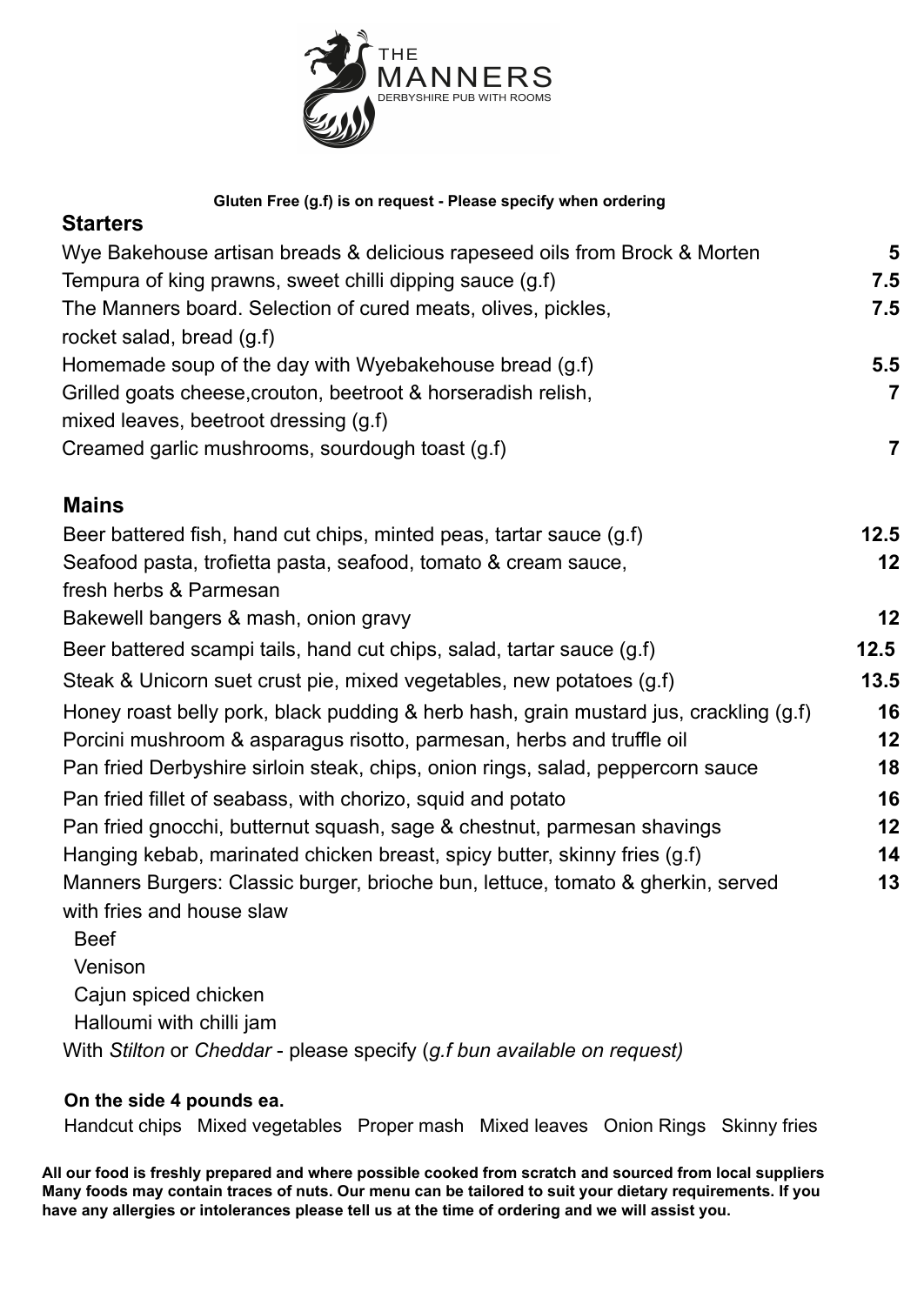THE MANNERS

DERBYSHIRE PUB WITH ROOMS

**Gluten Free (g.f) is on request - Please specify when ordering**

## Starters

| | |
|---|---|
| Wye Bakehouse artisan breads & delicious rapeseed oils from Brock & Morten | 5 |
| Tempura of king prawns, sweet chilli dipping sauce (g.f) | 7.5 |
| The Manners board. Selection of cured meats, olives, pickles, rocket salad, bread (g.f) | 7.5 |
| Homemade soup of the day with Wyebakehouse bread (g.f) | 5.5 |
| Grilled goats cheese,crouton, beetroot & horseradish relish, mixed leaves, beetroot dressing (g.f) | 7 |
| Creamed garlic mushrooms, sourdough toast (g.f) | 7 |

## Mains

| | |
|---|---|
| Beer battered fish, hand cut chips, minted peas, tartar sauce (g.f) | 12.5 |
| Seafood pasta, trofietta pasta, seafood, tomato & cream sauce, fresh herbs & Parmesan | 12 |
| Bakewell bangers & mash, onion gravy | 12 |
| Beer battered scampi tails, hand cut chips, salad, tartar sauce (g.f) | 12.5 |
| Steak & Unicorn suet crust pie, mixed vegetables, new potatoes (g.f) | 13.5 |
| Honey roast belly pork, black pudding & herb hash, grain mustard jus, crackling (g.f) | 16 |
| Porcini mushroom & asparagus risotto, parmesan, herbs and truffle oil | 12 |
| Pan fried Derbyshire sirloin steak, chips, onion rings, salad, peppercorn sauce | 18 |
| Pan fried fillet of seabass, with chorizo, squid and potato | 16 |
| Pan fried gnocchi, butternut squash, sage & chestnut, parmesan shavings | 12 |
| Hanging kebab, marinated chicken breast, spicy butter, skinny fries (g.f) | 14 |
| Manners Burgers: Classic burger, brioche bun, lettuce, tomato & gherkin, served with fries and house slaw | 13 |

Beef
Venison
Cajun spiced chicken
Halloumi with chilli jam

With *Stilton* or *Cheddar* - please specify (*g.f bun available on request)*

**On the side 4 pounds ea.**

Handcut chips  Mixed vegetables  Proper mash  Mixed leaves  Onion Rings  Skinny fries

**All our food is freshly prepared and where possible cooked from scratch and sourced from local suppliers Many foods may contain traces of nuts. Our menu can be tailored to suit your dietary requirements. If you have any allergies or intolerances please tell us at the time of ordering and we will assist you.**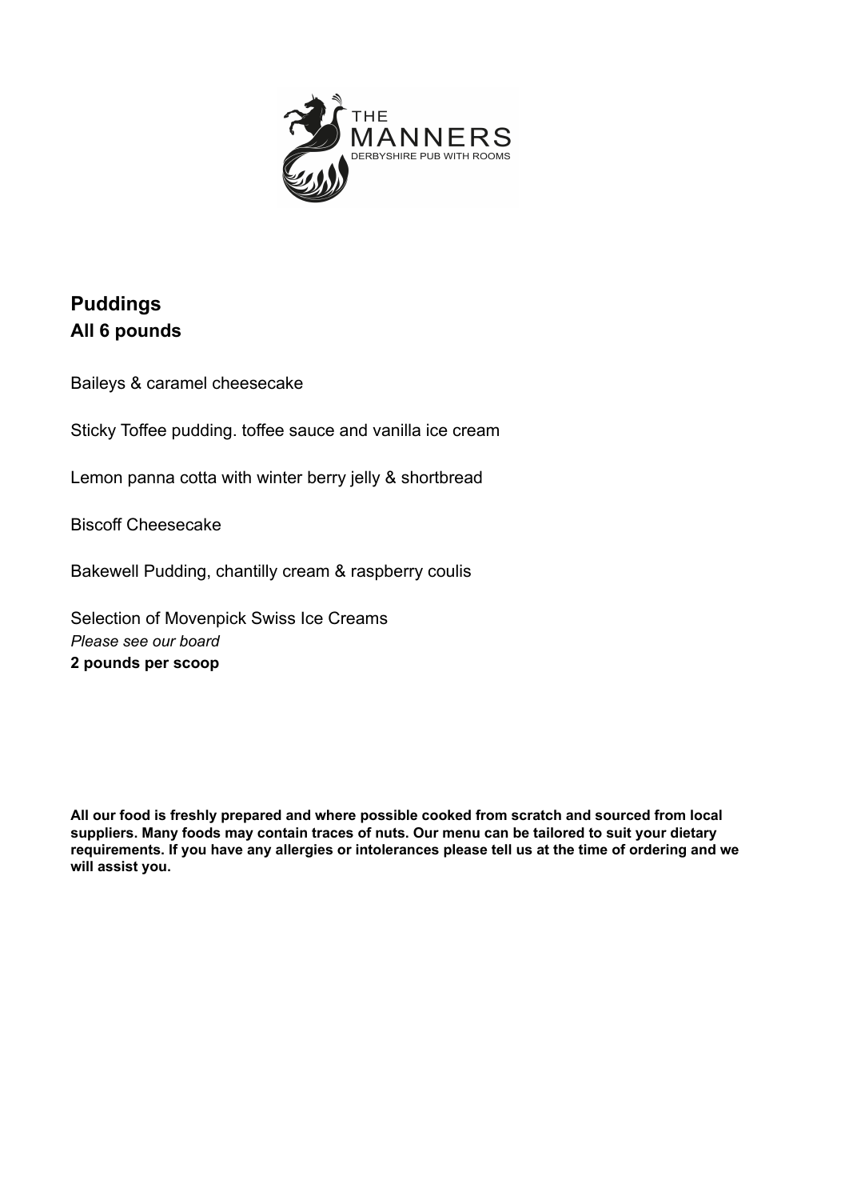THE MANNERS
DERBYSHIRE PUB WITH ROOMS

## Puddings
### All 6 pounds

Baileys & caramel cheesecake

Sticky Toffee pudding. toffee sauce and vanilla ice cream

Lemon panna cotta with winter berry jelly & shortbread

Biscoff Cheesecake

Bakewell Pudding, chantilly cream & raspberry coulis

Selection of Movenpick Swiss Ice Creams
*Please see our board*
**2 pounds per scoop**

**All our food is freshly prepared and where possible cooked from scratch and sourced from local suppliers. Many foods may contain traces of nuts. Our menu can be tailored to suit your dietary requirements. If you have any allergies or intolerances please tell us at the time of ordering and we will assist you.**